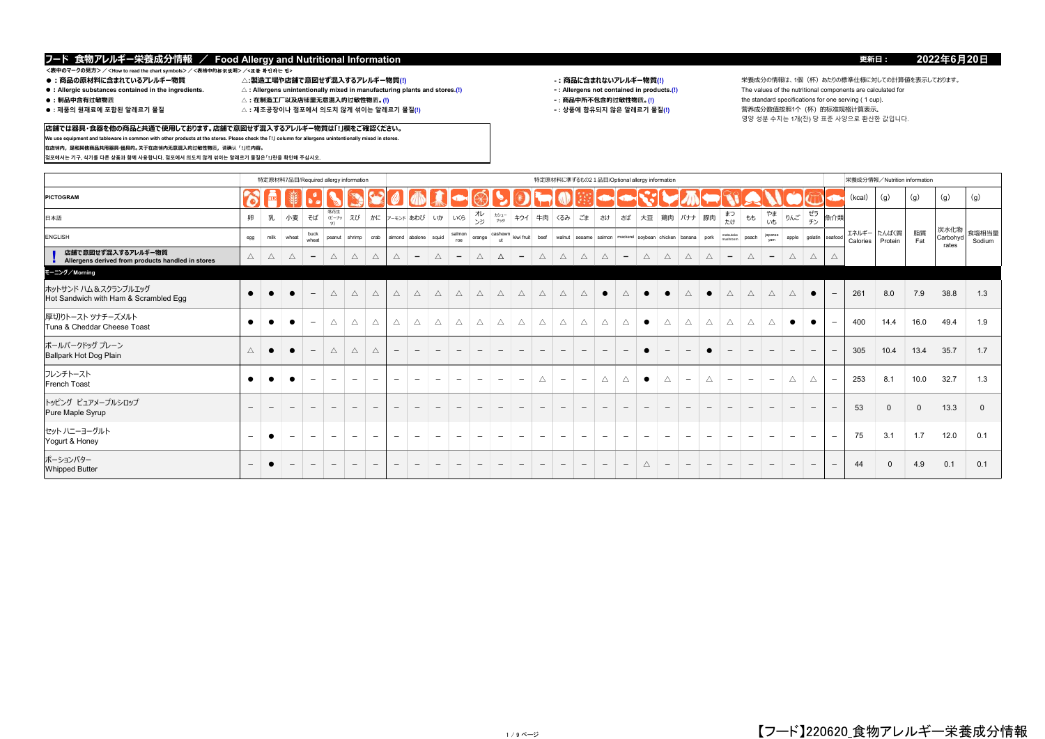# フード 食物アレルギー栄養成分情報 ／ Food Allergy and Nutritional Information

更新日： 2022年6月20日

<表中のマークの見方>／<How to read the chart symbols>／<表格中的标识说明>／<표을 확인하는 법>

- ●：商品の原材料に含まれているアレルギー物質
- ●：Allergic substances contained in the ingredients.
- ●：制品中含有过敏物质
- ●：제품의 원재료에 포함된 알레르기 물질

△：製造工場や店舗で意図せず混入するアレルギー物質(!)
△：Allergens unintentionally mixed in manufacturing plants and stores.(!)
△：在制造工厂以及店铺里无意混入的过敏性物质。(!)
△：제조공장이나 점포에서 의도치 않게 섞이는 알레르기 물질(!)

－：商品に含まれないアレルギー物質(!)
－：Allergens not contained in products.(!)
－：商品中所不包含的过敏性物质。(!)
－：상품에 함유되지 않은 알레르기 물질(!)

栄養成分の情報は、1個（杯）あたりの標準仕様に対しての計算値を表示しております。
The values of the nutritional components are calculated for the standard specifications for one serving ( 1 cup).
营养成分数值按照1个（杯）的标准规格计算表示。
영양 성분 수치는 1개(잔) 당 표준 사양으로 환산한 값입니다.

**店舗では器具・食器を他の商品と共通で使用しております。店舗で意図せず混入するアレルギー物質は「!」欄をご確認ください。**
We use equipment and tableware in common with other products at the stores. Please check the「!」column for allergens unintentionally mixed in stores.
在店铺内，是和其他商品共用器具·餐具的。关于在店铺内无意混入的过敏性物质，请确认「!」栏内容。
점포에서는 기구, 식기를 다른 상품과 함께 사용합니다. 점포에서 의도치 않게 섞이는 알레르기 물질은「!」란을 확인해 주십시오.

| | 特定原材料7品目/Required allergy information | | | | | | | 特定原材料に準ずるもの21品目/Optional allergy information | | | | | | | | | | | | | | | | | | | | | | 栄養成分情報／Nutrition information | | | | |
|---|---|---|---|---|---|---|---|---|---|---|---|---|---|---|---|---|---|---|---|---|---|---|---|---|---|---|---|---|---|---|---|---|---|---|
| PICTOGRAM | | | | | | | | | | | | | | | | | | | | | | | | | | | | | | (kcal) | (g) | (g) | (g) | (g) |
| 日本語 | 卵 | 乳 | 小麦 | そば | 落花生(ピーナッツ) | えび | かに | アーモンド | あわび | いか | いくら | オレンジ | カシューナッツ | キウイ | 牛肉 | くるみ | ごま | さけ | さば | 大豆 | 鶏肉 | バナナ | 豚肉 | まつたけ | もも | やまいも | りんご | ゼラチン | 魚介類 | エネルギー Calories | たんぱく質 Protein | 脂質 Fat | 炭水化物 Carbohydrates | 食塩相当量 Sodium |
| ENGLISH | egg | milk | wheat | buck wheat | peanut | shrimp | crab | almond | abalone | squid | salmon roe | orange | cashew nut | kiwi fruit | beef | walnut | sesame | salmon | mackerel | soybean | chicken | banana | pork | matsutake mushroom | peach | japanese yam | apple | gelatin | seafood | | | | | |
| ! 店舗で意図せず混入するアレルギー物質 Allergens derived from products handled in stores | △ | △ | △ | − | △ | △ | △ | △ | − | △ | − | △ | △ | − | △ | △ | △ | △ | − | △ | △ | △ | △ | − | △ | − | △ | △ | △ | | | | | |
| **モーニング／Morning** | | | | | | | | | | | | | | | | | | | | | | | | | | | | | | | | | | |
| ホットサンド ハム＆スクランブルエッグ Hot Sandwich with Ham & Scrambled Egg | ● | ● | ● | − | △ | △ | △ | △ | △ | △ | △ | △ | △ | △ | △ | △ | △ | ● | △ | ● | ● | △ | ● | △ | △ | △ | △ | ● | − | 261 | 8.0 | 7.9 | 38.8 | 1.3 |
| 厚切りトースト ツナチーズメルト Tuna & Cheddar Cheese Toast | ● | ● | ● | − | △ | △ | △ | △ | △ | △ | △ | △ | △ | △ | △ | △ | △ | △ | △ | ● | △ | △ | △ | △ | △ | △ | ● | ● | − | 400 | 14.4 | 16.0 | 49.4 | 1.9 |
| ボールパークドッグ プレーン Ballpark Hot Dog Plain | △ | ● | ● | − | △ | △ | △ | − | − | − | − | − | − | − | − | − | − | − | − | ● | − | − | ● | − | − | − | − | − | − | 305 | 10.4 | 13.4 | 35.7 | 1.7 |
| フレンチトースト French Toast | ● | ● | ● | − | − | − | − | − | − | − | − | − | − | − | △ | − | − | △ | △ | ● | △ | − | △ | − | − | − | △ | △ | − | 253 | 8.1 | 10.0 | 32.7 | 1.3 |
| トッピング ピュアメープルシロップ Pure Maple Syrup | − | − | − | − | − | − | − | − | − | − | − | − | − | − | − | − | − | − | − | − | − | − | − | − | − | − | − | − | − | 53 | 0 | 0 | 13.3 | 0 |
| セット ハニーヨーグルト Yogurt & Honey | − | ● | − | − | − | − | − | − | − | − | − | − | − | − | − | − | − | − | − | − | − | − | − | − | − | − | − | − | − | 75 | 3.1 | 1.7 | 12.0 | 0.1 |
| ポーションバター Whipped Butter | − | ● | − | − | − | − | − | − | − | − | − | − | − | − | − | − | − | − | − | △ | − | − | − | − | − | − | − | − | − | 44 | 0 | 4.9 | 0.1 | 0.1 |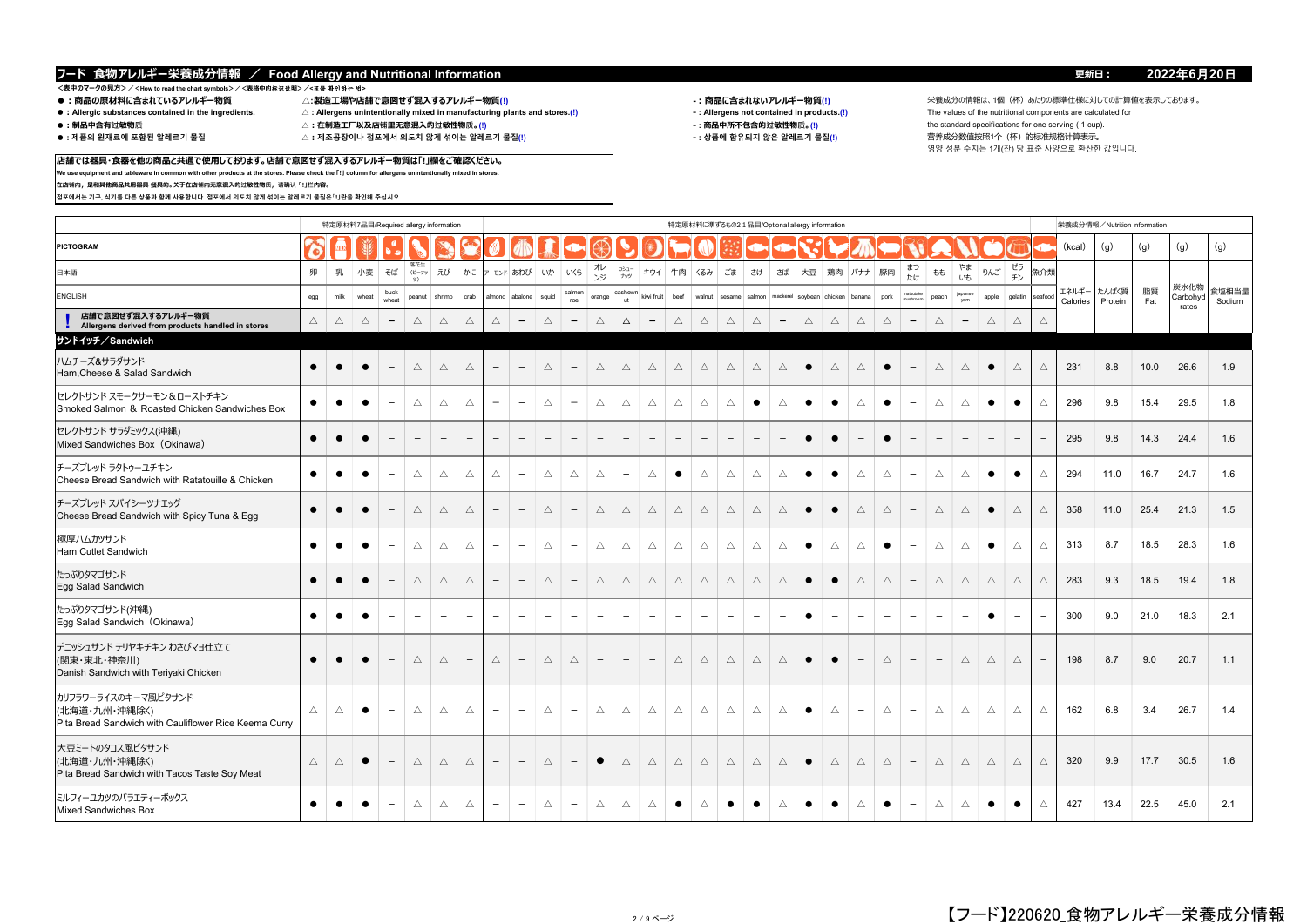# フード 食物アレルギー栄養成分情報 ／ Food Allergy and Nutritional Information

更新日： 2022年6月20日

<表中のマークの見方>／<How to read the chart symbols>／<表格中的标识说明>／<표을 확인하는 법>

- ●：商品の原材料に含まれているアレルギー物質
- ●：Allergic substances contained in the ingredients.
- ●：制品中含有过敏物质
- ●：제품의 원재료에 포함된 알레르기 물질

- △：製造工場や店舗で意図せず混入するアレルギー物質(!)
- △：Allergens unintentionally mixed in manufacturing plants and stores.(!)
- △：在制造工厂以及店铺里无意混入的过敏性物质。(!)
- △：제조공장이나 점포에서 의도치 않게 섞이는 알레르기 물질(!)

- －：商品に含まれないアレルギー物質(!)
- －：Allergens not contained in products.(!)
- －：商品中所不包含的过敏性物质。(!)
- －：상품에 함유되지 않은 알레르기 물질(!)

栄養成分の情報は、1個（杯）あたりの標準仕様に対しての計算値を表示しております。
The values of the nutritional components are calculated for the standard specifications for one serving ( 1 cup).
营养成分数值按照1个（杯）的标准规格计算表示。
영양 성분 수치는 1개(잔) 당 표준 사양으로 환산한 값입니다.

**店舗では器具・食器を他の商品と共通で使用しております。店舗で意図せず混入するアレルギー物質は「!」欄をご確認ください。**
We use equipment and tableware in common with other products at the stores. Please check the「!」column for allergens unintentionally mixed in stores.
在店铺内，是和其他商品共用器具·餐具的。关于在店铺内无意混入的过敏性物质，请确认「!」栏内容。
점포에서는 기구, 식기를 다른 상품과 함께 사용합니다. 점포에서 의도치 않게 섞이는 알레르기 물질은「!」란을 확인해 주십시오.

| | 特定原材料7品目/Required allergy information | | | | | | | 特定原材料に準ずるもの21品目/Optional allergy information | | | | | | | | | | | | | | | | | | | | | | 栄養成分情報／Nutrition information | | | | |
|---|---|---|---|---|---|---|---|---|---|---|---|---|---|---|---|---|---|---|---|---|---|---|---|---|---|---|---|---|---|---|---|---|---|---|
| PICTOGRAM | | | | | | | | | | | | | | | | | | | | | | | | | | | | | | (kcal) | (g) | (g) | (g) | (g) |
| 日本語 | 卵 | 乳 | 小麦 | そば | 落花生(ピーナッツ) | えび | かに | アーモンド | あわび | いか | いくら | オレンジ | カシューナッツ | キウイ | 牛肉 | くるみ | ごま | さけ | さば | 大豆 | 鶏肉 | バナナ | 豚肉 | まつたけ | もも | やまいも | りんご | ゼラチン | 魚介類 | エネルギー | たんぱく質 | 脂質 | 炭水化物 | 食塩相当量 |
| ENGLISH | egg | milk | wheat | buck wheat | peanut | shrimp | crab | almond | abalone | squid | salmon roe | orange | cashew nut | kiwi fruit | beef | walnut | sesame | salmon | mackerel | soybean | chicken | banana | pork | matsutake mushroom | peach | japanese yam | apple | gelatin | seafood | Calories | Protein | Fat | Carbohydrates | Sodium |
| ! 店舗で意図せず混入するアレルギー物質 Allergens derived from products handled in stores | △ | △ | △ | － | △ | △ | △ | △ | － | △ | － | △ | △ | － | △ | △ | △ | △ | － | △ | △ | △ | △ | － | △ | － | △ | △ | △ | | | | | |
| **サンドイッチ／Sandwich** | | | | | | | | | | | | | | | | | | | | | | | | | | | | | | | | | | |
| ハムチーズ&サラダサンド Ham,Cheese & Salad Sandwich | ● | ● | ● | － | △ | △ | △ | － | － | △ | － | △ | △ | △ | △ | △ | △ | △ | △ | ● | △ | △ | ● | － | △ | △ | ● | △ | △ | 231 | 8.8 | 10.0 | 26.6 | 1.9 |
| セレクトサンド スモークサーモン＆ローストチキン Smoked Salmon ＆ Roasted Chicken Sandwiches Box | ● | ● | ● | － | △ | △ | △ | － | － | △ | － | △ | △ | △ | △ | △ | △ | ● | △ | ● | ● | △ | ● | － | △ | △ | ● | ● | △ | 296 | 9.8 | 15.4 | 29.5 | 1.8 |
| セレクトサンド サラダミックス(沖縄) Mixed Sandwiches Box（Okinawa） | ● | ● | ● | － | － | － | － | － | － | － | － | － | － | － | － | － | － | － | － | ● | ● | － | ● | － | － | － | － | － | － | 295 | 9.8 | 14.3 | 24.4 | 1.6 |
| チーズブレッド ラタトゥーユチキン Cheese Bread Sandwich with Ratatouille & Chicken | ● | ● | ● | － | △ | △ | △ | △ | － | △ | △ | △ | － | △ | ● | △ | △ | △ | △ | ● | ● | △ | △ | － | △ | △ | ● | ● | △ | 294 | 11.0 | 16.7 | 24.7 | 1.6 |
| チーズブレッド スパイシーツナエッグ Cheese Bread Sandwich with Spicy Tuna & Egg | ● | ● | ● | － | △ | △ | △ | － | － | △ | － | △ | △ | △ | △ | △ | △ | △ | △ | ● | ● | △ | △ | － | △ | △ | ● | △ | △ | 358 | 11.0 | 25.4 | 21.3 | 1.5 |
| 極厚ハムカツサンド Ham Cutlet Sandwich | ● | ● | ● | － | △ | △ | △ | － | － | △ | － | △ | △ | △ | △ | △ | △ | △ | △ | ● | △ | △ | ● | － | △ | △ | ● | △ | △ | 313 | 8.7 | 18.5 | 28.3 | 1.6 |
| たっぷりタマゴサンド Egg Salad Sandwich | ● | ● | ● | － | △ | △ | △ | － | － | △ | － | △ | △ | △ | △ | △ | △ | △ | △ | ● | ● | △ | △ | － | △ | △ | △ | △ | △ | 283 | 9.3 | 18.5 | 19.4 | 1.8 |
| たっぷりタマゴサンド(沖縄) Egg Salad Sandwich（Okinawa） | ● | ● | ● | － | － | － | － | － | － | － | － | － | － | － | － | － | － | － | － | ● | － | － | － | － | － | － | ● | － | － | 300 | 9.0 | 21.0 | 18.3 | 2.1 |
| デニッシュサンド テリヤキチキン わさびマヨ仕立て (関東・東北・神奈川) Danish Sandwich with Teriyaki Chicken | ● | ● | ● | － | △ | △ | － | △ | － | △ | △ | － | － | － | △ | △ | △ | △ | △ | ● | ● | － | △ | － | － | △ | △ | △ | － | 198 | 8.7 | 9.0 | 20.7 | 1.1 |
| カリフラワーライスのキーマ風ピタサンド (北海道・九州・沖縄除く) Pita Bread Sandwich with Cauliflower Rice Keema Curry | △ | △ | ● | － | △ | △ | △ | － | － | △ | － | △ | △ | △ | △ | △ | △ | △ | △ | ● | △ | － | △ | － | △ | △ | △ | △ | △ | 162 | 6.8 | 3.4 | 26.7 | 1.4 |
| 大豆ミートのタコス風ピタサンド (北海道・九州・沖縄除く) Pita Bread Sandwich with Tacos Taste Soy Meat | △ | △ | ● | － | △ | △ | △ | － | － | △ | － | ● | △ | △ | △ | △ | △ | △ | △ | ● | △ | △ | △ | － | △ | △ | △ | △ | △ | 320 | 9.9 | 17.7 | 30.5 | 1.6 |
| ミルフィーユカツのバラエティーボックス Mixed Sandwiches Box | ● | ● | ● | － | △ | △ | △ | － | － | △ | － | △ | △ | △ | ● | △ | ● | ● | △ | ● | ● | △ | ● | － | △ | △ | ● | ● | △ | 427 | 13.4 | 22.5 | 45.0 | 2.1 |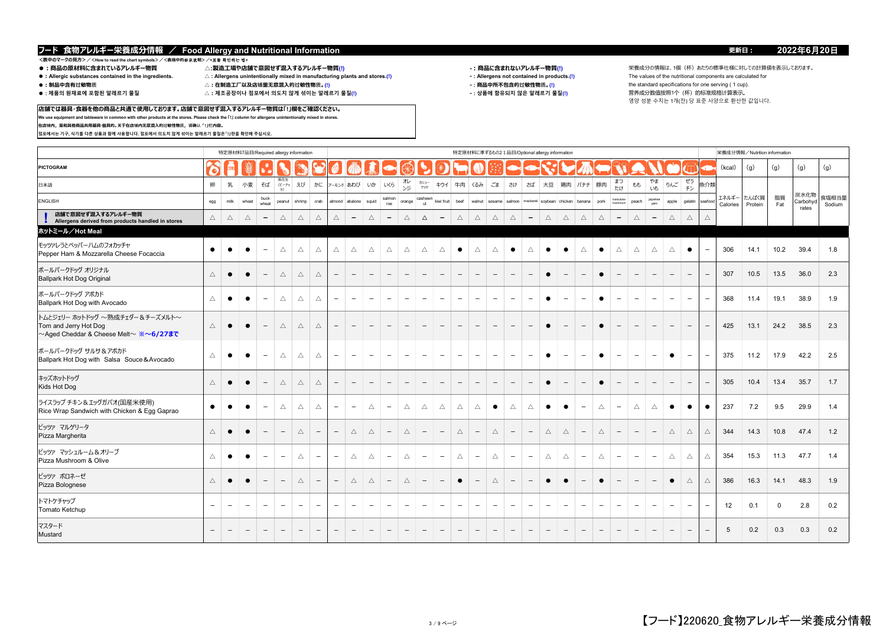# フード 食物アレルギー栄養成分情報 ／ Food Allergy and Nutritional Information

更新日： 2022年6月20日

<表中のマークの見方> ／ <How to read the chart symbols> ／ <表格中的标识说明> ／ <표 중 확인하는 법>

- ●：商品の原材料に含まれているアレルギー物質
- ●：Allergic substances contained in the ingredients.
- ●：制品中含有过敏物质
- ●：제품의 원재료에 포함된 알레르기 물질

△：製造工場や店舗で意図せず混入するアレルギー物質(!)
△：Allergens unintentionally mixed in manufacturing plants and stores.(!)
△：在制造工厂以及店铺里无意混入的过敏性物质。(!)
△：제조공장이나 점포에서 의도치 않게 섞이는 알레르기 물질(!)

-：商品に含まれないアレルギー物質(!)
-：Allergens not contained in products.(!)
-：商品中所不包含的过敏性物质。(!)
-：상품에 함유되지 않은 알레르기 물질(!)

栄養成分の情報は、1個（杯）あたりの標準仕様に対しての計算値を表示しております。
The values of the nutritional components are calculated for the standard specifications for one serving ( 1 cup).
营养成分数值按照1个（杯）的标准规格计算表示。
영양 성분 수치는 1개(잔) 당 표준 사양으로 환산한 값입니다.

**店舗では器具・食器を他の商品と共通で使用しております。店舗で意図せず混入するアレルギー物質は「!」欄をご確認ください。**
We use equipment and tableware in common with other products at the stores. Please check the「!」column for allergens unintentionally mixed in stores.
在店铺内，是和其他商品共用器具·餐具的。关于在店铺内无意混入的过敏性物质，请确认「!」栏内容。
점포에서는 기구, 식기를 다른 상품과 함께 사용합니다. 점포에서 의도치 않게 섞이는 알레르기 물질은「!」란을 확인해 주십시오.

| PICTOGRAM | 特定原材料7品目/Required allergy information | | | | | | | 特定原材料に準ずるもの21品目/Optional allergy information | | | | | | | | | | | | | | | | | | | | | | 栄養成分情報／Nutrition information | | | | |
|---|---|---|---|---|---|---|---|---|---|---|---|---|---|---|---|---|---|---|---|---|---|---|---|---|---|---|---|---|---|---|---|---|---|---|
| | | | | | | | | | | | | | | | | | | | | | | | | | | | | | | (kcal) | (g) | (g) | (g) | (g) |
| 日本語 | 卵 | 乳 | 小麦 | そば | 落花生(ピーナッツ) | えび | かに | アーモンド | あわび | いか | いくら | オレンジ | カシューナッツ | キウイ | 牛肉 | くるみ | ごま | さけ | さば | 大豆 | 鶏肉 | バナナ | 豚肉 | まつたけ | もも | やまいも | りんご | ゼラチン | 魚介類 | エネルギー | たんぱく質 | 脂質 | 炭水化物 | 食塩相当量 |
| ENGLISH | egg | milk | wheat | buck wheat | peanut | shrimp | crab | almond | abalone | squid | salmon roe | orange | cashew nut | kiwi fruit | beef | walnut | sesame | salmon | mackerel | soybean | chicken | banana | pork | matsutake mushroom | peach | japanese yam | apple | gelatin | seafood | Calories | Protein | Fat | Carbohydrates | Sodium |
| ! 店舗で意図せず混入するアレルギー物質 Allergens derived from products handled in stores | △ | △ | △ | − | △ | △ | △ | △ | − | △ | − | △ | △ | − | △ | △ | △ | △ | − | △ | △ | △ | △ | − | △ | − | △ | △ | △ | | | | | |
| **ホットミール／Hot Meal** | | | | | | | | | | | | | | | | | | | | | | | | | | | | | | | | | | |
| モッツァレラとペッパーハムのフォカッチャ Pepper Ham & Mozzarella Cheese Focaccia | ● | ● | ● | − | △ | △ | △ | △ | △ | △ | △ | △ | △ | △ | ● | △ | △ | ● | △ | ● | ● | △ | ● | △ | △ | △ | △ | ● | − | 306 | 14.1 | 10.2 | 39.4 | 1.8 |
| ボールパークドッグ オリジナル Ballpark Hot Dog Original | △ | ● | ● | − | △ | △ | △ | − | − | − | − | − | − | − | − | − | − | − | − | ● | − | − | ● | − | − | − | − | − | − | 307 | 10.5 | 13.5 | 36.0 | 2.3 |
| ボールパークドッグ アボカド Ballpark Hot Dog with Avocado | △ | ● | ● | − | △ | △ | △ | − | − | − | − | − | − | − | − | − | − | − | − | ● | − | − | ● | − | − | − | − | − | − | 368 | 11.4 | 19.1 | 38.9 | 1.9 |
| トムとジェリー ホットドッグ ～熟成チェダー＆チーズメルト～ Tom and Jerry Hot Dog ～Aged Cheddar & Cheese Melt～ ※～6/27まで | △ | ● | ● | − | △ | △ | △ | − | − | − | − | − | − | − | − | − | − | − | − | ● | − | − | ● | − | − | − | − | − | − | 425 | 13.1 | 24.2 | 38.5 | 2.3 |
| ボールパークドッグ サルサ＆アボカド Ballpark Hot Dog with Salsa Souce＆Avocado | △ | ● | ● | − | △ | △ | △ | − | − | − | − | − | − | − | − | − | − | − | − | ● | − | − | ● | − | − | − | ● | − | − | 375 | 11.2 | 17.9 | 42.2 | 2.5 |
| キッズホットドッグ Kids Hot Dog | △ | ● | ● | − | △ | △ | △ | − | − | − | − | − | − | − | − | − | − | − | − | ● | − | − | ● | − | − | − | − | − | − | 305 | 10.4 | 13.4 | 35.7 | 1.7 |
| ライスラップ チキン＆エッグガパオ(国産米使用) Rice Wrap Sandwich with Chicken & Egg Gaprao | ● | ● | ● | − | △ | △ | △ | − | − | △ | − | △ | △ | △ | △ | △ | ● | △ | △ | ● | ● | − | △ | − | △ | △ | ● | ● | ● | 237 | 7.2 | 9.5 | 29.9 | 1.4 |
| ピッツァ マルゲリータ Pizza Margherita | △ | ● | ● | − | − | △ | − | − | △ | △ | − | △ | − | − | △ | − | △ | − | − | △ | △ | − | △ | − | − | − | △ | △ | △ | 344 | 14.3 | 10.8 | 47.4 | 1.2 |
| ピッツァ マッシュルーム＆オリーブ Pizza Mushroom & Olive | △ | ● | ● | − | − | △ | − | − | △ | △ | − | △ | − | − | △ | − | △ | − | − | △ | △ | − | △ | − | − | − | △ | △ | △ | 354 | 15.3 | 11.3 | 47.7 | 1.4 |
| ピッツァ ボロネーゼ Pizza Bolognese | △ | ● | ● | − | − | △ | − | − | △ | △ | − | △ | − | − | ● | − | △ | − | − | ● | ● | − | ● | − | − | − | ● | △ | △ | 386 | 16.3 | 14.1 | 48.3 | 1.9 |
| トマトケチャップ Tomato Ketchup | − | − | − | − | − | − | − | − | − | − | − | − | − | − | − | − | − | − | − | − | − | − | − | − | − | − | − | − | − | 12 | 0.1 | 0 | 2.8 | 0.2 |
| マスタード Mustard | − | − | − | − | − | − | − | − | − | − | − | − | − | − | − | − | − | − | − | − | − | − | − | − | − | − | − | − | − | 5 | 0.2 | 0.3 | 0.3 | 0.2 |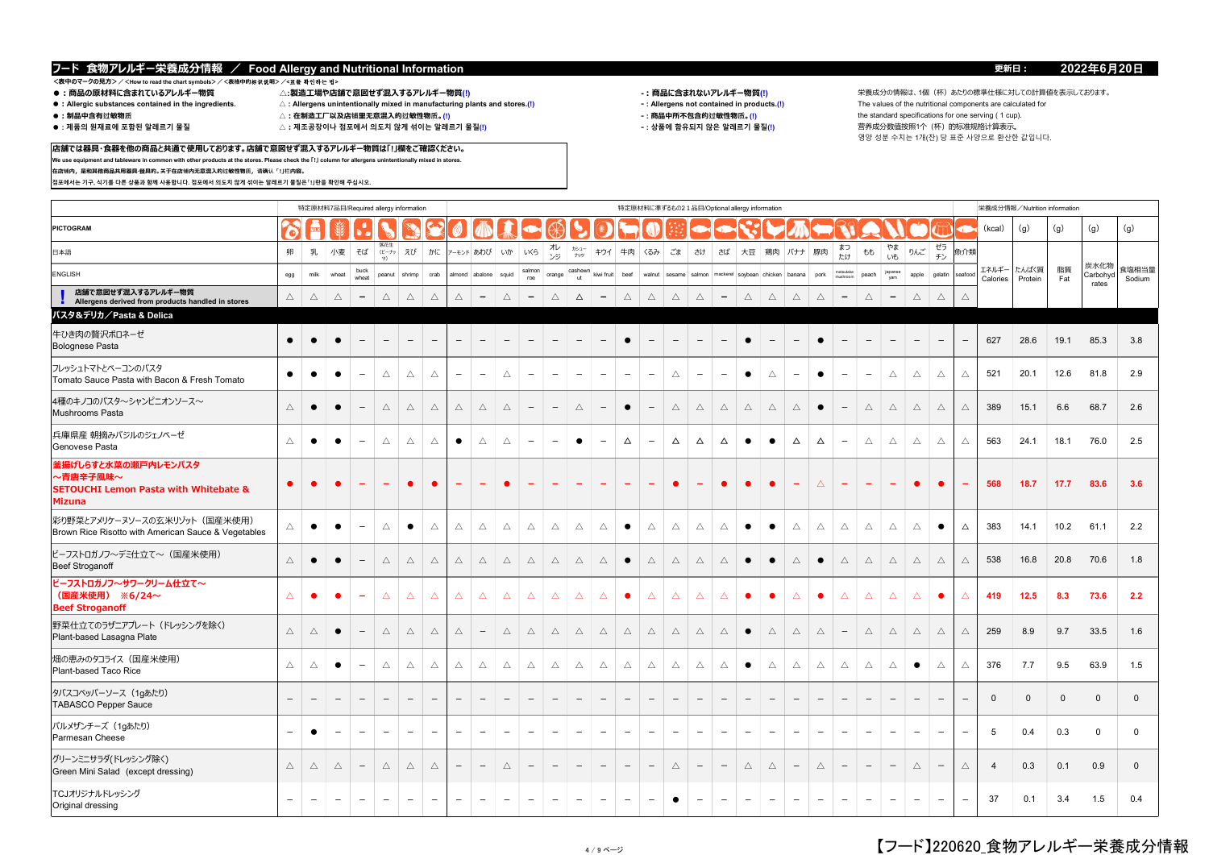# フード 食物アレルギー栄養成分情報 ／ Food Allergy and Nutritional Information

更新日： 2022年6月20日

<表中のマークの見方>／<How to read the chart symbols>／<表格中的标识说明>／<표용 확인하는 법>

- ●：商品の原材料に含まれているアレルギー物質
- ●：Allergic substances contained in the ingredients.
- ●：制品中含有过敏物质
- ●：제품의 원재료에 포함된 알레르기 물질

- △：製造工場や店舗で意図せず混入するアレルギー物質(!)
- △：Allergens unintentionally mixed in manufacturing plants and stores.(!)
- △：在制造工厂以及店铺里无意混入的过敏性物质。(!)
- △：제조공장이나 점포에서 의도치 않게 섞이는 알레르기 물질(!)

- -：商品に含まれないアレルギー物質(!)
- -：Allergens not contained in products.(!)
- -：商品中所不包含的过敏性物质。(!)
- -：상품에 함유되지 않은 알레르기 물질(!)

栄養成分の情報は、1個（杯）あたりの標準仕様に対しての計算値を表示しております。
The values of the nutritional components are calculated for the standard specifications for one serving ( 1 cup).
营养成分数值按照1个（杯）的标准规格计算表示。
영양 성분 수치는 1개(잔) 당 표준 사양으로 환산한 값입니다.

**店舗では器具・食器を他の商品と共通で使用しております。店舗で意図せず混入するアレルギー物質は「!」欄をご確認ください。**
We use equipment and tableware in common with other products at the stores. Please check the「!」column for allergens unintentionally mixed in stores.
在店铺内，是和其他商品共用器具·餐具的。关于在店铺内无意混入的过敏性物质，请确认「!」栏内容。
점포에서는 기구, 식기를 다른 상품과 함께 사용합니다. 점포에서 의도치 않게 섞이는 알레르기 물질은「!」란을 확인해 주십시오.

| PICTOGRAM | 特定原材料7品目/Required allergy information | | | | | | | 特定原材料に準ずるもの21品目/Optional allergy information | | | | | | | | | | | | | | | | | | | | | | 栄養成分情報／Nutrition information | | | | |
|---|---|---|---|---|---|---|---|---|---|---|---|---|---|---|---|---|---|---|---|---|---|---|---|---|---|---|---|---|---|---|---|---|---|---|
| 日本語 | 卵 | 乳 | 小麦 | そば | 落花生（ピーナッツ） | えび | かに | アーモンド | あわび | いか | いくら | オレンジ | カシューナッツ | キウイ | 牛肉 | くるみ | ごま | さけ | さば | 大豆 | 鶏肉 | バナナ | 豚肉 | まつたけ | もも | やまいも | りんご | ゼラチン | 魚介類 | エネルギー (kcal) | たんぱく質 (g) | 脂質 (g) | 炭水化物 (g) | 食塩相当量 (g) |
| ENGLISH | egg | milk | wheat | buck wheat | peanut | shrimp | crab | almond | abalone | squid | salmon roe | orange | cashew nut | kiwi fruit | beef | walnut | sesame | salmon | mackerel | soybean | chicken | banana | pork | matsutake mushroom | peach | japanese yam | apple | gelatin | seafood | Calories | Protein | Fat | Carbohydrates | Sodium |
| ! 店舗で意図せず混入するアレルギー物質 Allergens derived from products handled in stores | △ | △ | △ | − | △ | △ | △ | △ | − | △ | − | △ | △ | − | △ | △ | △ | △ | − | △ | △ | △ | △ | − | △ | − | △ | △ | △ | | | | | |
| **パスタ&デリカ／Pasta & Delica** | | | | | | | | | | | | | | | | | | | | | | | | | | | | | | | | | | |
| 牛ひき肉の贅沢ボロネーゼ Bolognese Pasta | ● | ● | ● | − | − | − | − | − | − | − | − | − | − | − | ● | − | − | − | − | ● | − | − | ● | − | − | − | − | − | − | 627 | 28.6 | 19.1 | 85.3 | 3.8 |
| フレッシュトマトとベーコンのパスタ Tomato Sauce Pasta with Bacon & Fresh Tomato | ● | ● | ● | − | △ | △ | △ | − | − | △ | − | − | − | − | − | − | △ | − | − | ● | △ | − | ● | − | − | △ | △ | △ | △ | 521 | 20.1 | 12.6 | 81.8 | 2.9 |
| 4種のキノコのパスタ～シャンピニオンソース～ Mushrooms Pasta | △ | ● | ● | − | △ | △ | △ | △ | △ | △ | − | − | △ | − | ● | − | △ | △ | △ | △ | △ | △ | ● | − | △ | △ | △ | △ | △ | 389 | 15.1 | 6.6 | 68.7 | 2.6 |
| 兵庫県産 朝摘みバジルのジェノベーゼ Genovese Pasta | △ | ● | ● | − | △ | △ | △ | ● | △ | △ | − | − | ● | − | △ | − | △ | △ | △ | ● | ● | △ | △ | − | △ | △ | △ | △ | △ | 563 | 24.1 | 18.1 | 76.0 | 2.5 |
| **釜揚げしらすと水菜の瀬戸内レモンパスタ～青唐辛子風味～ SETOUCHI Lemon Pasta with Whitebate & Mizuna** | ● | ● | ● | − | − | ● | ● | − | − | ● | − | − | − | − | − | − | ● | − | ● | ● | ● | − | △ | − | − | − | ● | ● | − | **568** | **18.7** | **17.7** | **83.6** | **3.6** |
| 彩り野菜とアメリケーヌソースの玄米リゾット（国産米使用） Brown Rice Risotto with American Sauce & Vegetables | △ | ● | ● | − | △ | ● | △ | △ | △ | △ | △ | △ | △ | △ | ● | △ | △ | △ | △ | ● | ● | △ | △ | △ | △ | △ | △ | ● | △ | 383 | 14.1 | 10.2 | 61.1 | 2.2 |
| ビーフストロガノフ～デミ仕立て～（国産米使用） Beef Stroganoff | △ | ● | ● | − | △ | △ | △ | △ | △ | △ | △ | △ | △ | △ | ● | △ | △ | △ | △ | ● | ● | △ | ● | △ | △ | △ | △ | △ | △ | 538 | 16.8 | 20.8 | 70.6 | 1.8 |
| **ビーフストロガノフ～サワークリーム仕立て～（国産米使用） ※6/24～ Beef Stroganoff** | △ | ● | ● | − | △ | △ | △ | △ | △ | △ | △ | △ | △ | △ | ● | △ | △ | △ | △ | ● | ● | △ | ● | △ | △ | △ | △ | ● | △ | **419** | **12.5** | **8.3** | **73.6** | **2.2** |
| 野菜仕立てのラザニアプレート（ドレッシングを除く） Plant-based Lasagna Plate | △ | △ | ● | − | △ | △ | △ | △ | − | △ | △ | △ | △ | △ | △ | △ | △ | △ | △ | ● | △ | △ | △ | − | △ | △ | △ | △ | △ | 259 | 8.9 | 9.7 | 33.5 | 1.6 |
| 畑の恵みのタコライス（国産米使用） Plant-based Taco Rice | △ | △ | ● | − | △ | △ | △ | △ | △ | △ | △ | △ | △ | △ | △ | △ | △ | △ | △ | ● | △ | △ | △ | △ | △ | △ | ● | △ | △ | 376 | 7.7 | 9.5 | 63.9 | 1.5 |
| タバスコペッパーソース（1gあたり） TABASCO Pepper Sauce | − | − | − | − | − | − | − | − | − | − | − | − | − | − | − | − | − | − | − | − | − | − | − | − | − | − | − | − | − | 0 | 0 | 0 | 0 | 0 |
| パルメザンチーズ（1gあたり） Parmesan Cheese | − | ● | − | − | − | − | − | − | − | − | − | − | − | − | − | − | − | − | − | − | − | − | − | − | − | − | − | − | − | 5 | 0.4 | 0.3 | 0 | 0 |
| グリーンミニサラダ(ドレッシング除く) Green Mini Salad (except dressing) | △ | △ | △ | − | △ | △ | △ | − | − | △ | − | − | − | − | − | − | − | − | − | − | − | − | △ | − | − | − | △ | − | △ | 4 | 0.3 | 0.1 | 0.9 | 0 |
| TCJオリジナルドレッシング Original dressing | − | − | − | − | − | − | − | − | − | − | − | − | − | − | − | − | ● | − | − | − | − | − | − | − | − | − | − | − | − | 37 | 0.1 | 3.4 | 1.5 | 0.4 |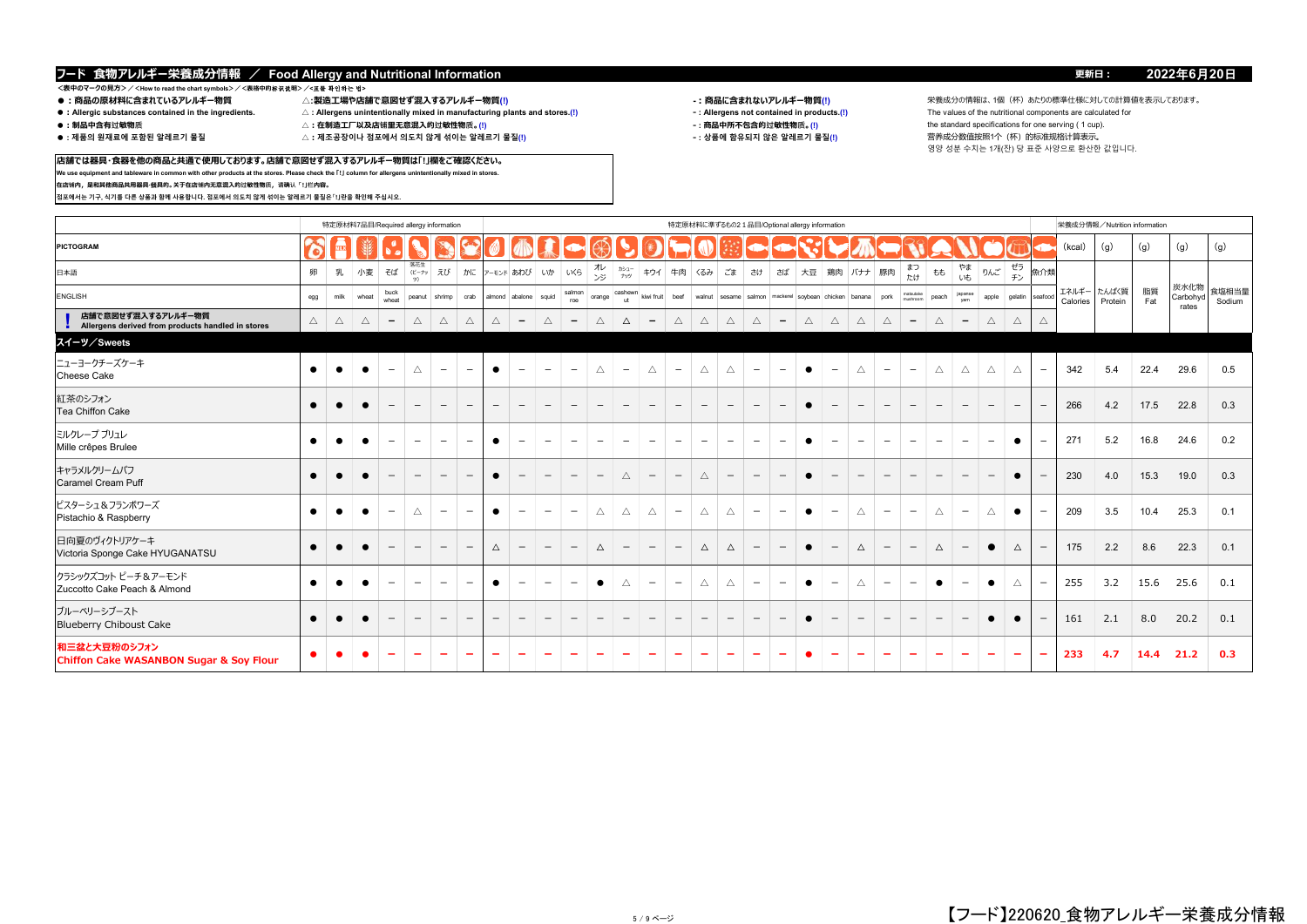## フード 食物アレルギー栄養成分情報 ／ Food Allergy and Nutritional Information

更新日： 2022年6月20日

<表中のマークの見方>／<How to read the chart symbols>／<表格中的标识说明>／<표를 확인하는 법>

- ●：商品の原材料に含まれているアレルギー物質
- ●：Allergic substances contained in the ingredients.
- ●：制品中含有过敏物质
- ●：제품의 원재료에 포함된 알레르기 물질

△：製造工場や店舗で意図せず混入するアレルギー物質(!)
△：Allergens unintentionally mixed in manufacturing plants and stores.(!)
△：在制造工厂以及店铺里无意混入的过敏性物质。(!)
△：제조공장이나 점포에서 의도치 않게 섞이는 알레르기 물질(!)

-：商品に含まれないアレルギー物質(!)
-：Allergens not contained in products.(!)
-：商品中所不包含的过敏性物质。(!)
-：상품에 함유되지 않은 알레르기 물질(!)

栄養成分の情報は、1個（杯）あたりの標準仕様に対しての計算値を表示しております。
The values of the nutritional components are calculated for the standard specifications for one serving ( 1 cup).
营养成分数值按照1个（杯）的标准规格计算表示。
영양 성분 수치는 1개(잔) 당 표준 사양으로 환산한 값입니다.

**店舗では器具・食器を他の商品と共通で使用しております。店舗で意図せず混入するアレルギー物質は「!」欄をご確認ください。**
We use equipment and tableware in common with other products at the stores. Please check the「!」column for allergens unintentionally mixed in stores.
在店铺内，是和其他商品共用器具·餐具的。关于在店铺内无意混入的过敏性物质，请确认「!」栏内容。
점포에서는 기구, 식기를 다른 상품과 함께 사용합니다. 점포에서 의도치 않게 섞이는 알레르기 물질은「!」란을 확인해 주십시오.

| PICTOGRAM | 特定原材料7品目/Required allergy information | | | | | | | 特定原材料に準ずるもの21品目/Optional allergy information | | | | | | | | | | | | | | | | | | | | | | | 栄養成分情報／Nutrition information | | | | |
|---|---|---|---|---|---|---|---|---|---|---|---|---|---|---|---|---|---|---|---|---|---|---|---|---|---|---|---|---|---|---|---|---|---|---|---|
| 日本語 | 卵 | 乳 | 小麦 | そば | 落花生(ピーナッツ) | えび | かに | アーモンド | あわび | いか | いくら | オレンジ | カシューナッツ | キウイ | 牛肉 | くるみ | ごま | さけ | さば | 大豆 | 鶏肉 | バナナ | 豚肉 | まつたけ | もも | やまいも | りんご | ゼラチン | 魚介類 | エネルギー Calories (kcal) | たんぱく質 Protein (g) | 脂質 Fat (g) | 炭水化物 Carbohydrates (g) | 食塩相当量 Sodium (g) |
| ENGLISH | egg | milk | wheat | buck wheat | peanut | shrimp | crab | almond | abalone | squid | salmon roe | orange | cashew nut | kiwi fruit | beef | walnut | sesame | salmon | mackerel | soybean | chicken | banana | pork | matsutake mushroom | peach | japanese yam | apple | gelatin | seafood | | | | | |
| ! 店舗で意図せず混入するアレルギー物質 Allergens derived from products handled in stores | △ | △ | △ | − | △ | △ | △ | △ | − | △ | − | △ | △ | − | △ | △ | △ | △ | − | △ | △ | △ | △ | − | △ | − | △ | △ | △ | | | | | |
| **スイーツ／Sweets** | | | | | | | | | | | | | | | | | | | | | | | | | | | | | | | | | | |
| ニューヨークチーズケーキ Cheese Cake | ● | ● | ● | − | △ | − | − | ● | − | − | − | △ | − | △ | − | △ | △ | − | − | ● | − | △ | − | − | △ | △ | △ | △ | − | 342 | 5.4 | 22.4 | 29.6 | 0.5 |
| 紅茶のシフォン Tea Chiffon Cake | ● | ● | ● | − | − | − | − | − | − | − | − | − | − | − | − | − | − | − | − | ● | − | − | − | − | − | − | − | − | − | 266 | 4.2 | 17.5 | 22.8 | 0.3 |
| ミルクレープ ブリュレ Mille crêpes Brulee | ● | ● | ● | − | − | − | − | ● | − | − | − | − | − | − | − | − | − | − | − | ● | − | − | − | − | − | − | − | ● | − | 271 | 5.2 | 16.8 | 24.6 | 0.2 |
| キャラメルクリームパフ Caramel Cream Puff | ● | ● | ● | − | − | − | − | ● | − | − | − | − | △ | − | − | △ | − | − | − | ● | − | − | − | − | − | − | − | ● | − | 230 | 4.0 | 15.3 | 19.0 | 0.3 |
| ピスターシュ＆フランボワーズ Pistachio & Raspberry | ● | ● | ● | − | △ | − | − | ● | − | − | − | △ | △ | △ | − | △ | △ | − | − | ● | − | △ | − | − | △ | − | △ | ● | − | 209 | 3.5 | 10.4 | 25.3 | 0.1 |
| 日向夏のヴィクトリアケーキ Victoria Sponge Cake HYUGANATSU | ● | ● | ● | − | − | − | − | △ | − | − | − | △ | − | − | − | △ | △ | − | − | ● | − | △ | − | − | △ | − | ● | △ | − | 175 | 2.2 | 8.6 | 22.3 | 0.1 |
| クラシックズコット ピーチ＆アーモンド Zuccotto Cake Peach & Almond | ● | ● | ● | − | − | − | − | ● | − | − | − | ● | △ | − | − | △ | △ | − | − | ● | − | △ | − | − | ● | − | ● | △ | − | 255 | 3.2 | 15.6 | 25.6 | 0.1 |
| ブルーベリーシブースト Blueberry Chiboust Cake | ● | ● | ● | − | − | − | − | − | − | − | − | − | − | − | − | − | − | − | − | ● | − | − | − | − | − | − | ● | ● | − | 161 | 2.1 | 8.0 | 20.2 | 0.1 |
| **和三盆と大豆粉のシフォン Chiffon Cake WASANBON Sugar & Soy Flour** | ● | ● | ● | − | − | − | − | − | − | − | − | − | − | − | − | − | − | − | − | ● | − | − | − | − | − | − | − | − | − | **233** | **4.7** | **14.4** | **21.2** | **0.3** |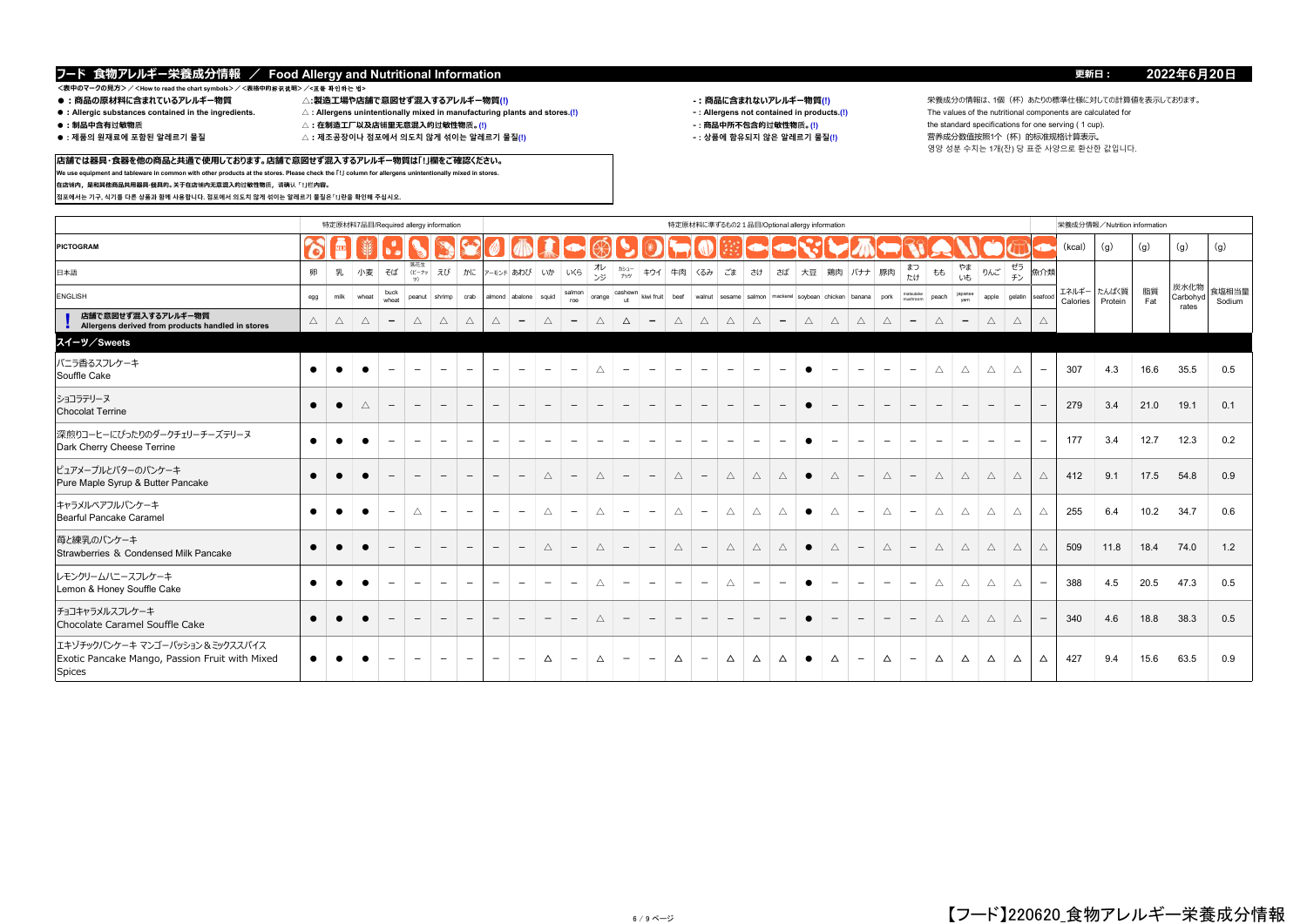## フード 食物アレルギー栄養成分情報 ／ Food Allergy and Nutritional Information

更新日： 2022年6月20日

<表中のマークの見方>／<How to read the chart symbols>／<表格中的标识说明>／<표 확인하는 법>

- ●：商品の原材料に含まれているアレルギー物質
- ●：Allergic substances contained in the ingredients.
- ●：制品中含有过敏物质
- ●：제품의 원재료에 포함된 알레르기 물질

- △：製造工場や店舗で意図せず混入するアレルギー物質(!)
- △：Allergens unintentionally mixed in manufacturing plants and stores.(!)
- △：在制造工厂以及店铺里无意混入的过敏性物质。(!)
- △：제조공장이나 점포에서 의도치 않게 섞이는 알레르기 물질(!)

- −：商品に含まれないアレルギー物質(!)
- −：Allergens not contained in products.(!)
- −：商品中所不包含的过敏性物质。(!)
- −：상품에 함유되지 않은 알레르기 물질(!)

栄養成分の情報は、1個（杯）あたりの標準仕様に対しての計算値を表示しております。
The values of the nutritional components are calculated for the standard specifications for one serving ( 1 cup).
营养成分数值按照1个（杯）的标准规格计算表示。
영양 성분 수치는 1개(잔) 당 표준 사양으로 환산한 값입니다.

**店舗では器具・食器を他の商品と共通で使用しております。店舗で意図せず混入するアレルギー物質は「!」欄をご確認ください。**
**We use equipment and tableware in common with other products at the stores. Please check the「!」column for allergens unintentionally mixed in stores.**
**在店铺内，跟和其他商品共用器具·餐具的。关于在店铺内无意混入的过敏性物质，请确认「!」栏内容。**
점포에서는 기구, 식기를 다른 상품과 함께 사용합니다. 점포에서 의도치 않게 섞이는 알레르기 물질은「!」란을 확인해 주십시오.

| | 特定原材料7品目/Required allergy information | | | | | | | 特定原材料に準ずるもの21品目/Optional allergy information | | | | | | | | | | | | | | | | | | | | | | 栄養成分情報／Nutrition information | | | | |
|---|---|---|---|---|---|---|---|---|---|---|---|---|---|---|---|---|---|---|---|---|---|---|---|---|---|---|---|---|---|---|---|---|---|---|
| PICTOGRAM | | | | | | | | | | | | | | | | | | | | | | | | | | | | | | (kcal) | (g) | (g) | (g) | (g) |
| 日本語 | 卵 | 乳 | 小麦 | そば | 落花生(ピーナッツ) | えび | かに | アーモンド | あわび | いか | いくら | オレンジ | カシューナッツ | キウイ | 牛肉 | くるみ | ごま | さけ | さば | 大豆 | 鶏肉 | バナナ | 豚肉 | まつたけ | もも | やまいも | りんご | ゼラチン | 魚介類 | エネルギー | たんぱく質 | 脂質 | 炭水化物 | 食塩相当量 |
| ENGLISH | egg | milk | wheat | buck wheat | peanut | shrimp | crab | almond | abalone | squid | salmon roe | orange | cashew nut | kiwi fruit | beef | walnut | sesame | salmon | mackerel | soybean | chicken | banana | pork | matsutake mushroom | peach | japanese yam | apple | gelatin | seafood | Calories | Protein | Fat | Carbohydrates | Sodium |
| ! 店舗で意図せず混入するアレルギー物質 Allergens derived from products handled in stores | △ | △ | △ | − | △ | △ | △ | △ | − | △ | − | △ | △ | − | △ | △ | △ | △ | − | △ | △ | △ | △ | − | △ | − | △ | △ | △ | | | | | |
| **スイーツ／Sweets** | | | | | | | | | | | | | | | | | | | | | | | | | | | | | | | | | | |
| バニラ香るスフレケーキ Souffle Cake | ● | ● | ● | − | − | − | − | − | − | − | − | △ | − | − | − | − | − | − | − | ● | − | − | − | − | △ | △ | △ | △ | − | 307 | 4.3 | 16.6 | 35.5 | 0.5 |
| ショコラテリーヌ Chocolat Terrine | ● | ● | △ | − | − | − | − | − | − | − | − | − | − | − | − | − | − | − | − | ● | − | − | − | − | − | − | − | − | − | 279 | 3.4 | 21.0 | 19.1 | 0.1 |
| 深煎りコーヒーにぴったりのダークチェリーチーズテリーヌ Dark Cherry Cheese Terrine | ● | ● | ● | − | − | − | − | − | − | − | − | − | − | − | − | − | − | − | − | ● | − | − | − | − | − | − | − | − | − | 177 | 3.4 | 12.7 | 12.3 | 0.2 |
| ピュアメープルとバターのパンケーキ Pure Maple Syrup & Butter Pancake | ● | ● | ● | − | − | − | − | − | − | △ | − | △ | − | − | △ | − | △ | △ | △ | ● | △ | − | △ | − | △ | △ | △ | △ | △ | 412 | 9.1 | 17.5 | 54.8 | 0.9 |
| キャラメルベアフルパンケーキ Bearful Pancake Caramel | ● | ● | ● | − | △ | − | − | − | − | △ | − | △ | − | − | △ | − | △ | △ | △ | ● | △ | − | △ | − | △ | △ | △ | △ | △ | 255 | 6.4 | 10.2 | 34.7 | 0.6 |
| 苺と練乳のパンケーキ Strawberries & Condensed Milk Pancake | ● | ● | ● | − | − | − | − | − | − | △ | − | △ | − | − | △ | − | △ | △ | △ | ● | △ | − | △ | − | △ | △ | △ | △ | △ | 509 | 11.8 | 18.4 | 74.0 | 1.2 |
| レモンクリームハニースフレケーキ Lemon & Honey Souffle Cake | ● | ● | ● | − | − | − | − | − | − | − | − | △ | − | − | − | − | − | − | − | ● | − | − | − | − | △ | △ | △ | △ | − | 388 | 4.5 | 20.5 | 47.3 | 0.5 |
| チョコキャラメルスフレケーキ Chocolate Caramel Souffle Cake | ● | ● | ● | − | − | − | − | − | − | − | − | △ | − | − | − | − | − | − | − | ● | − | − | − | − | △ | △ | △ | △ | − | 340 | 4.6 | 18.8 | 38.3 | 0.5 |
| エキゾチックパンケーキ マンゴーパッション＆ミックススパイス Exotic Pancake Mango, Passion Fruit with Mixed Spices | ● | ● | ● | − | − | − | − | − | − | △ | − | △ | − | − | △ | − | △ | △ | △ | ● | △ | − | △ | − | △ | △ | △ | △ | △ | 427 | 9.4 | 15.6 | 63.5 | 0.9 |

【フード】220620_食物アレルギー栄養成分情報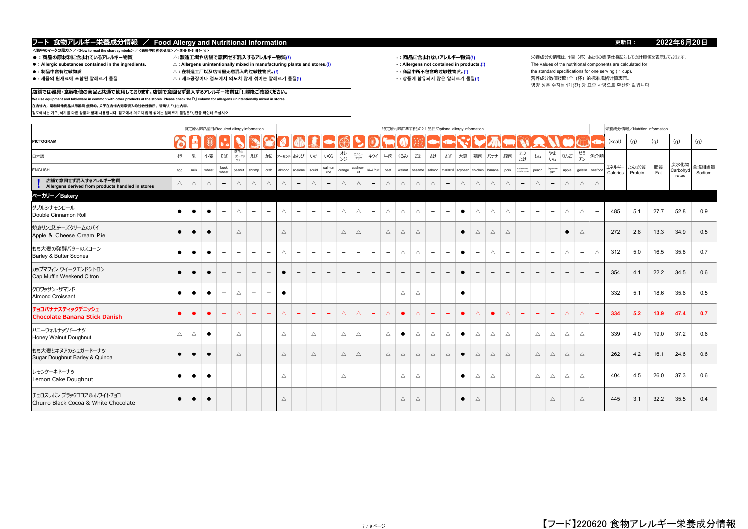## フード 食物アレルギー栄養成分情報 ／ Food Allergy and Nutritional Information

更新日： 2022年6月20日

<表中のマークの見方>／<How to read the chart symbols>／<表格中的标识说明>／<표를 확인하는 법>

- ●：商品の原材料に含まれているアレルギー物質
- ●：Allergic substances contained in the ingredients.
- ●：制品中含有过敏物质
- ●：제품의 원재료에 포함된 알레르기 물질

- △：製造工場や店舗で意図せず混入するアレルギー物質(!)
- △：Allergens unintentionally mixed in manufacturing plants and stores.(!)
- △：在制造工厂以及店铺里无意混入的过敏性物质。(!)
- △：제조공장이나 점포에서 의도치 않게 섞이는 알레르기 물질(!)

- －：商品に含まれないアレルギー物質(!)
- －：Allergens not contained in products.(!)
- －：商品中所不包含的过敏性物质。(!)
- －：상품에 함유되지 않은 알레르기 물질(!)

栄養成分の情報は、1個（杯）あたりの標準仕様に対しての計算値を表示しております。
The values of the nutritional components are calculated for the standard specifications for one serving ( 1 cup).
营养成分数值按照1个（杯）的标准规格计算表示。
영양 성분 수치는 1개(잔) 당 표준 사양으로 환산한 값입니다.

**店舗では器具・食器を他の商品と共通で使用しております。店舗で意図せず混入するアレルギー物質は「!」欄をご確認ください。**
We use equipment and tableware in common with other products at the stores. Please check the「!」column for allergens unintentionally mixed in stores.
在店铺内，是和其他商品共用器具·餐具的。关于在店铺内无意混入的过敏性物质，请确认「!」栏内容。
점포에서는 기구, 식기를 다른 상품과 함께 사용합니다. 점포에서 의도치 않게 섞이는 알레르기 물질은「!」란을 확인해 주십시오.

| PICTOGRAM | 特定原材料7品目/Required allergy information | | | | | | | 特定原材料に準ずるもの21品目/Optional allergy information | | | | | | | | | | | | | | | | | | | | | | 栄養成分情報／Nutrition information | | | | |
|---|---|---|---|---|---|---|---|---|---|---|---|---|---|---|---|---|---|---|---|---|---|---|---|---|---|---|---|---|---|---|---|---|---|---|
| 日本語 | 卵 | 乳 | 小麦 | そば | 落花生(ピーナッツ) | えび | かに | アーモンド | あわび | いか | いくら | オレンジ | カシューナッツ | キウイ | 牛肉 | くるみ | ごま | さけ | さば | 大豆 | 鶏肉 | バナナ | 豚肉 | まつたけ | もも | やまいも | りんご | ゼラチン | 魚介類 | エネルギー (kcal) | たんぱく質 (g) | 脂質 (g) | 炭水化物 (g) | 食塩相当量 (g) |
| ENGLISH | egg | milk | wheat | buck wheat | peanut | shrimp | crab | almond | abalone | squid | salmon roe | orange | cashew nut | kiwi fruit | beef | walnut | sesame | salmon | mackerel | soybean | chicken | banana | pork | matsutake mushroom | peach | japanese yam | apple | gelatin | seafood | Calories | Protein | Fat | Carbohydrates | Sodium |
| ! 店舗で意図せず混入するアレルギー物質 Allergens derived from products handled in stores | △ | △ | △ | − | △ | △ | △ | △ | − | △ | − | △ | △ | − | △ | △ | △ | △ | − | △ | △ | △ | △ | − | △ | − | △ | △ | △ | | | | | |
| **ベーカリー／Bakery** | | | | | | | | | | | | | | | | | | | | | | | | | | | | | | | | | | |
| ダブルシナモンロール Double Cinnamon Roll | ● | ● | ● | − | △ | − | − | △ | − | − | − | △ | △ | − | △ | △ | △ | − | − | ● | △ | △ | △ | − | − | − | △ | △ | − | 485 | 5.1 | 27.7 | 52.8 | 0.9 |
| 焼きリンゴとチーズクリームのパイ Apple & Cheese Cream Pie | ● | ● | ● | − | △ | − | − | △ | − | − | − | △ | △ | − | △ | △ | △ | − | − | ● | △ | △ | △ | − | − | − | ● | △ | − | 272 | 2.8 | 13.3 | 34.9 | 0.5 |
| もち大麦の発酵バターのスコーン Barley & Butter Scones | ● | ● | ● | − | − | − | − | △ | − | − | − | − | − | − | − | △ | △ | − | − | ● | − | △ | − | − | − | − | △ | − | △ | 312 | 5.0 | 16.5 | 35.8 | 0.7 |
| カップマフィン ウイークエンドシトロン Cap Muffin Weekend Citron | ● | ● | ● | − | − | − | − | ● | − | − | − | − | − | − | − | − | − | − | − | ● | − | − | − | − | − | − | − | − | − | 354 | 4.1 | 22.2 | 34.5 | 0.6 |
| クロワッサン・ザマンド Almond Croissant | ● | ● | ● | − | △ | − | − | ● | − | − | − | − | − | − | − | △ | △ | − | − | ● | − | − | − | − | − | − | − | − | − | 332 | 5.1 | 18.6 | 35.6 | 0.5 |
| チョコバナナスティックデニッシュ Chocolate Banana Stick Danish | ● | ● | ● | − | △ | − | − | △ | − | − | − | △ | △ | − | △ | ● | △ | − | − | ● | △ | ● | △ | − | − | − | △ | △ | − | 334 | 5.2 | 13.9 | 47.4 | 0.7 |
| ハニーウォルナッツドーナツ Honey Walnut Doughnut | △ | △ | ● | − | △ | − | − | △ | − | △ | − | △ | △ | − | △ | ● | △ | △ | △ | ● | △ | △ | △ | − | △ | △ | △ | △ | − | 339 | 4.0 | 19.0 | 37.2 | 0.6 |
| もち大麦とキヌアのシュガードーナツ Sugar Doughnut Barley & Quinoa | ● | ● | ● | − | △ | − | − | △ | − | △ | − | △ | △ | − | △ | △ | △ | △ | △ | ● | △ | △ | △ | − | △ | △ | △ | △ | − | 262 | 4.2 | 16.1 | 24.6 | 0.6 |
| レモンケーキドーナツ Lemon Cake Doughnut | ● | ● | ● | − | − | − | − | △ | − | − | − | △ | − | − | − | △ | △ | − | − | ● | △ | △ | − | − | △ | △ | △ | △ | − | 404 | 4.5 | 26.0 | 37.3 | 0.6 |
| チュロスリボン ブラックココア＆ホワイトチョコ Churro Black Cocoa & White Chocolate | ● | ● | ● | − | − | − | − | △ | − | − | − | − | − | − | − | △ | △ | − | − | ● | △ | − | − | − | − | △ | − | △ | − | 445 | 3.1 | 32.2 | 35.5 | 0.4 |

【フード】220620_食物アレルギー栄養成分情報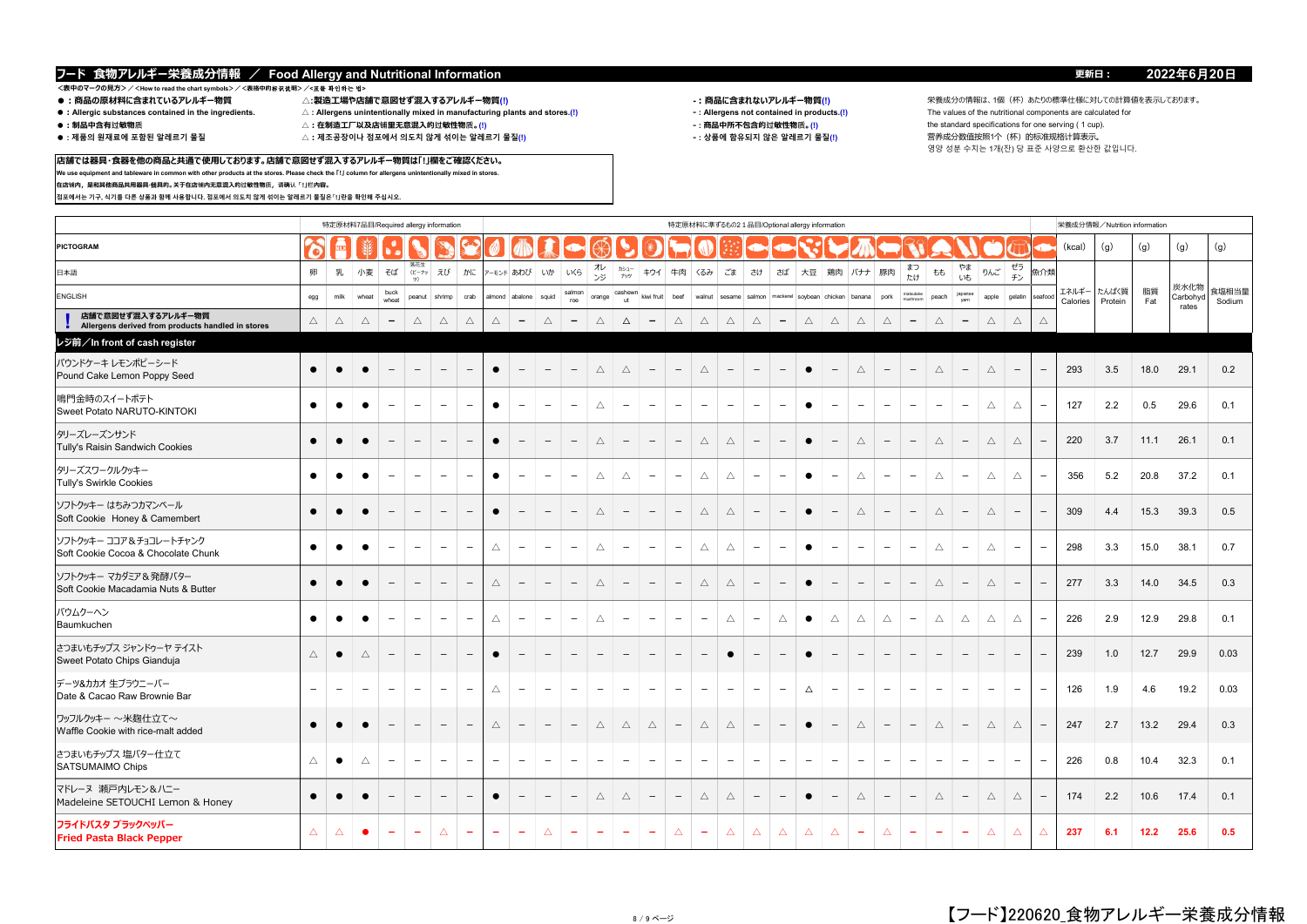# フード 食物アレルギー栄養成分情報 ／ Food Allergy and Nutritional Information

更新日： 2022年6月20日

<表中のマークの見方>／<How to read the chart symbols>／<表格中的标识说明>／<표를 확인하는 법>

- ● : 商品の原材料に含まれているアレルギー物質
- ● : Allergic substances contained in the ingredients.
- ● : 制品中含有过敏物质
- ● : 제품의 원재료에 포함된 알레르기 물질

△:製造工場や店舗で意図せず混入するアレルギー物質(!)
△ : Allergens unintentionally mixed in manufacturing plants and stores.(!)
△ : 在制造工厂以及店铺里无意混入的过敏性物质。(!)
△ : 제조공장이나 점포에서 의도치 않게 섞이는 알레르기 물질(!)

- : 商品に含まれないアレルギー物質(!)
- : Allergens not contained in products.(!)
- : 商品中所不包含的过敏性物质。(!)
- : 상품에 함유되지 않은 알레르기 물질(!)

栄養成分の情報は、1個（杯）あたりの標準仕様に対しての計算値を表示しております。
The values of the nutritional components are calculated for the standard specifications for one serving ( 1 cup).
营养成分数值按照1个（杯）的标准规格计算表示。
영양 성분 수치는 1개(잔) 당 표준 사양으로 환산한 값입니다.

**店舗では器具・食器を他の商品と共通で使用しております。店舗で意図せず混入するアレルギー物質は「!」欄をご確認ください。**
We use equipment and tableware in common with other products at the stores. Please check the「!」column for allergens unintentionally mixed in stores.
在店铺内，是和其他商品共用器具·餐具的。关于在店铺内无意混入的过敏性物质，请确认「!」栏内容。
점포에서는 기구, 식기를 다른 상품과 함께 사용합니다. 점포에서 의도치 않게 섞이는 알레르기 물질은「!」란을 확인해 주십시오.

| PICTOGRAM | 特定原材料7品目/Required allergy information | | | | | | | 特定原材料に準ずるもの21品目/Optional allergy information | | | | | | | | | | | | | | | | | | | | | | 栄養成分情報／Nutrition information | | | | |
|---|---|---|---|---|---|---|---|---|---|---|---|---|---|---|---|---|---|---|---|---|---|---|---|---|---|---|---|---|---|---|---|---|---|---|
| 日本語 | 卵 | 乳 | 小麦 | そば | 落花生(ピーナッツ) | えび | かに | アーモンド | あわび | いか | いくら | オレンジ | カシューナッツ | キウイ | 牛肉 | くるみ | ごま | さけ | さば | 大豆 | 鶏肉 | バナナ | 豚肉 | まつたけ | もも | やまいも | りんご | ゼラチン | 魚介類 | エネルギー (kcal) | たんぱく質 (g) | 脂質 (g) | 炭水化物 (g) | 食塩相当量 (g) |
| ENGLISH | egg | milk | wheat | buck wheat | peanut | shrimp | crab | almond | abalone | squid | salmon roe | orange | cashew nut | kiwi fruit | beef | walnut | sesame | salmon | mackerel | soybean | chicken | banana | pork | matsutake mushroom | peach | japanese yam | apple | gelatin | seafood | Calories | Protein | Fat | Carbohydrates | Sodium |
| ! 店舗で意図せず混入するアレルギー物質 Allergens derived from products handled in stores | △ | △ | △ | − | △ | △ | △ | △ | − | △ | − | △ | △ | − | △ | △ | △ | △ | − | △ | △ | △ | △ | − | △ | − | △ | △ | △ | | | | | |
| **レジ前／In front of cash register** | | | | | | | | | | | | | | | | | | | | | | | | | | | | | | | | | | |
| パウンドケーキ レモンポピーシード Pound Cake Lemon Poppy Seed | ● | ● | ● | − | − | − | − | ● | − | − | − | △ | △ | − | − | △ | − | − | − | ● | − | △ | − | − | △ | − | △ | − | − | 293 | 3.5 | 18.0 | 29.1 | 0.2 |
| 鳴門金時のスイートポテト Sweet Potato NARUTO-KINTOKI | ● | ● | ● | − | − | − | − | ● | − | − | − | △ | − | − | − | − | − | − | − | ● | − | − | − | − | − | − | △ | △ | − | 127 | 2.2 | 0.5 | 29.6 | 0.1 |
| タリーズレーズンサンド Tully's Raisin Sandwich Cookies | ● | ● | ● | − | − | − | − | ● | − | − | − | △ | − | − | − | △ | △ | − | − | ● | − | △ | − | − | △ | − | △ | △ | − | 220 | 3.7 | 11.1 | 26.1 | 0.1 |
| タリーズスワークルクッキー Tully's Swirkle Cookies | ● | ● | ● | − | − | − | − | ● | − | − | − | △ | △ | − | − | △ | △ | − | − | ● | − | △ | − | − | △ | − | △ | △ | − | 356 | 5.2 | 20.8 | 37.2 | 0.1 |
| ソフトクッキー はちみつカマンベール Soft Cookie Honey & Camembert | ● | ● | ● | − | − | − | − | ● | − | − | − | △ | − | − | − | △ | △ | − | − | ● | − | △ | − | − | △ | − | △ | − | − | 309 | 4.4 | 15.3 | 39.3 | 0.5 |
| ソフトクッキー ココア＆チョコレートチャンク Soft Cookie Cocoa & Chocolate Chunk | ● | ● | ● | − | − | − | − | △ | − | − | − | △ | − | − | − | △ | △ | − | − | ● | − | − | − | − | △ | − | △ | − | − | 298 | 3.3 | 15.0 | 38.1 | 0.7 |
| ソフトクッキー マカダミア＆発酵バター Soft Cookie Macadamia Nuts & Butter | ● | ● | ● | − | − | − | − | △ | − | − | − | △ | − | − | − | △ | △ | − | − | ● | − | − | − | − | △ | − | △ | − | − | 277 | 3.3 | 14.0 | 34.5 | 0.3 |
| バウムクーヘン Baumkuchen | ● | ● | ● | − | − | − | − | △ | − | − | − | △ | − | − | − | − | △ | − | △ | ● | △ | △ | △ | − | △ | △ | △ | △ | − | 226 | 2.9 | 12.9 | 29.8 | 0.1 |
| さつまいもチップス ジャンドゥーヤ テイスト Sweet Potato Chips Gianduja | △ | ● | △ | − | − | − | − | ● | − | − | − | − | − | − | − | − | ● | − | − | ● | − | − | − | − | − | − | − | − | − | 239 | 1.0 | 12.7 | 29.9 | 0.03 |
| デーツ&カカオ 生ブラウニーバー Date & Cacao Raw Brownie Bar | − | − | − | − | − | − | − | △ | − | − | − | − | − | − | − | − | − | − | − | △ | − | − | − | − | − | − | − | − | − | 126 | 1.9 | 4.6 | 19.2 | 0.03 |
| ワッフルクッキー ～米麹仕立て～ Waffle Cookie with rice-malt added | ● | ● | ● | − | − | − | − | △ | − | − | − | △ | △ | △ | − | △ | △ | − | − | ● | − | △ | − | − | △ | − | △ | △ | − | 247 | 2.7 | 13.2 | 29.4 | 0.3 |
| さつまいもチップス 塩バター仕立て SATSUMAIMO Chips | △ | ● | △ | − | − | − | − | − | − | − | − | − | − | − | − | − | − | − | − | − | − | − | − | − | − | − | − | − | − | 226 | 0.8 | 10.4 | 32.3 | 0.1 |
| マドレーヌ 瀬戸内レモン＆ハニー Madeleine SETOUCHI Lemon & Honey | ● | ● | ● | − | − | − | − | ● | − | − | − | △ | △ | − | − | △ | △ | − | − | ● | − | △ | − | − | △ | − | △ | △ | − | 174 | 2.2 | 10.6 | 17.4 | 0.1 |
| **フライドパスタ ブラックペッパー Fried Pasta Black Pepper** | △ | △ | ● | − | − | △ | − | − | − | △ | − | − | − | − | △ | − | △ | △ | △ | △ | △ | − | △ | − | − | − | △ | △ | △ | **237** | **6.1** | **12.2** | **25.6** | **0.5** |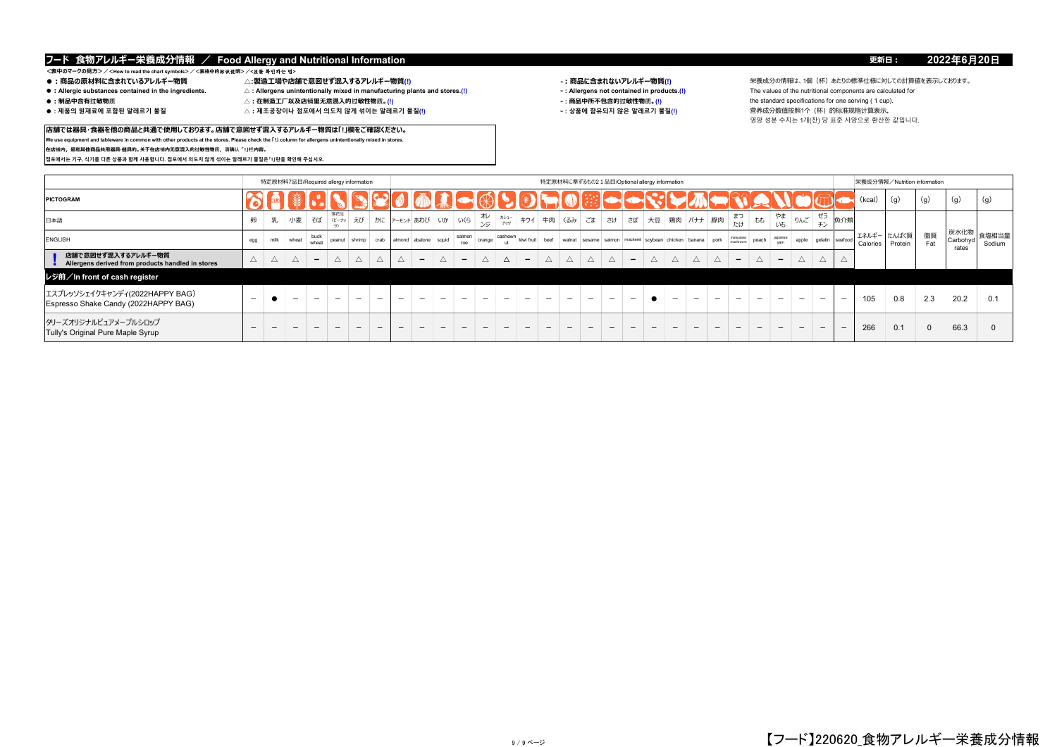# フード 食物アレルギー栄養成分情報 ／ Food Allergy and Nutritional Information

更新日： 2022年6月20日

<表中のマークの見方>／<How to read the chart symbols>／<表格中的标识说明>／<표券 확인하는 법>

- ●：商品の原材料に含まれているアレルギー物質
- ●：Allergic substances contained in the ingredients.
- ●：制品中含有过敏物质
- ●：제품의 원재료에 포함된 알레르기 물질

△:製造工場や店舗で意図せず混入するアレルギー物質(!)
△：Allergens unintentionally mixed in manufacturing plants and stores.(!)
△：在制造工厂以及店铺里无意混入的过敏性物质。(!)
△：제조공장이나 점포에서 의도치 않게 섞이는 알레르기 물질(!)

-：商品に含まれないアレルギー物質(!)
-：Allergens not contained in products.(!)
-：商品中所不包含的过敏性物质。(!)
-：상품에 함유되지 않은 알레르기 물질(!)

栄養成分の情報は、1個（杯）あたりの標準仕様に対しての計算値を表示しております。
The values of the nutritional components are calculated for the standard specifications for one serving ( 1 cup).
营养成分数值按照1个（杯）的标准规格计算表示。
영양 성분 수치는 1개(잔) 당 표준 사양으로 환산한 값입니다.

**店舗では器具・食器を他の商品と共通で使用しております。店舗で意図せず混入するアレルギー物質は「!」欄をご確認ください。**
**We use equipment and tableware in common with other products at the stores. Please check the「!」column for allergens unintentionally mixed in stores.**
**在店铺内，是和其他商品共用器具·餐具的。关于在店铺内无意混入的过敏性物质，请确认「!」栏内容。**
점포에서는 기구, 식기를 다른 상품과 함께 사용합니다. 점포에서 의도치 않게 섞이는 알레르기 물질은「!」란을 확인해 주십시오.

| | 特定原材料7品目/Required allergy information | | | | | | | 特定原材料に準ずるもの21品目/Optional allergy information | | | | | | | | | | | | | | | | | | | | | | 栄養成分情報／Nutrition information | | | | |
|---|---|---|---|---|---|---|---|---|---|---|---|---|---|---|---|---|---|---|---|---|---|---|---|---|---|---|---|---|---|---|---|---|---|---|
| PICTOGRAM | | | | | | | | | | | | | | | | | | | | | | | | | | | | | | (kcal) | (g) | (g) | (g) | (g) |
| 日本語 | 卵 | 乳 | 小麦 | そば | 落花生(ピーナッツ) | えび | かに | アーモンド | あわび | いか | いくら | オレンジ | カシューナッツ | キウイ | 牛肉 | くるみ | ごま | さけ | さば | 大豆 | 鶏肉 | バナナ | 豚肉 | まつたけ | もも | やまいも | りんご | ゼラチン | 魚介類 | エネルギー | たんぱく質 | 脂質 | 炭水化物 | 食塩相当量 |
| ENGLISH | egg | milk | wheat | buck wheat | peanut | shrimp | crab | almond | abalone | squid | salmon roe | orange | cashew nut | kiwi fruit | beef | walnut | sesame | salmon | mackerel | soybean | chicken | banana | pork | matsutake mushroom | peach | japanese yam | apple | gelatin | seafood | Calories | Protein | Fat | Carbohydrates | Sodium |
| ! 店舗で意図せず混入するアレルギー物質 Allergens derived from products handled in stores | △ | △ | △ | − | △ | △ | △ | △ | − | △ | − | △ | △ | − | △ | △ | △ | △ | − | △ | △ | △ | △ | − | △ | − | △ | △ | △ | | | | | |
| **レジ前／In front of cash register** | | | | | | | | | | | | | | | | | | | | | | | | | | | | | | | | | | |
| エスプレッソシェイクキャンディ(2022HAPPY BAG) Espresso Shake Candy (2022HAPPY BAG) | − | ● | − | − | − | − | − | − | − | − | − | − | − | − | − | − | − | − | − | ● | − | − | − | − | − | − | − | − | − | 105 | 0.8 | 2.3 | 20.2 | 0.1 |
| タリーズオリジナルピュアメープルシロップ Tully's Original Pure Maple Syrup | − | − | − | − | − | − | − | − | − | − | − | − | − | − | − | − | − | − | − | − | − | − | − | − | − | − | − | − | − | 266 | 0.1 | 0 | 66.3 | 0 |

【フード】220620_食物アレルギー栄養成分情報